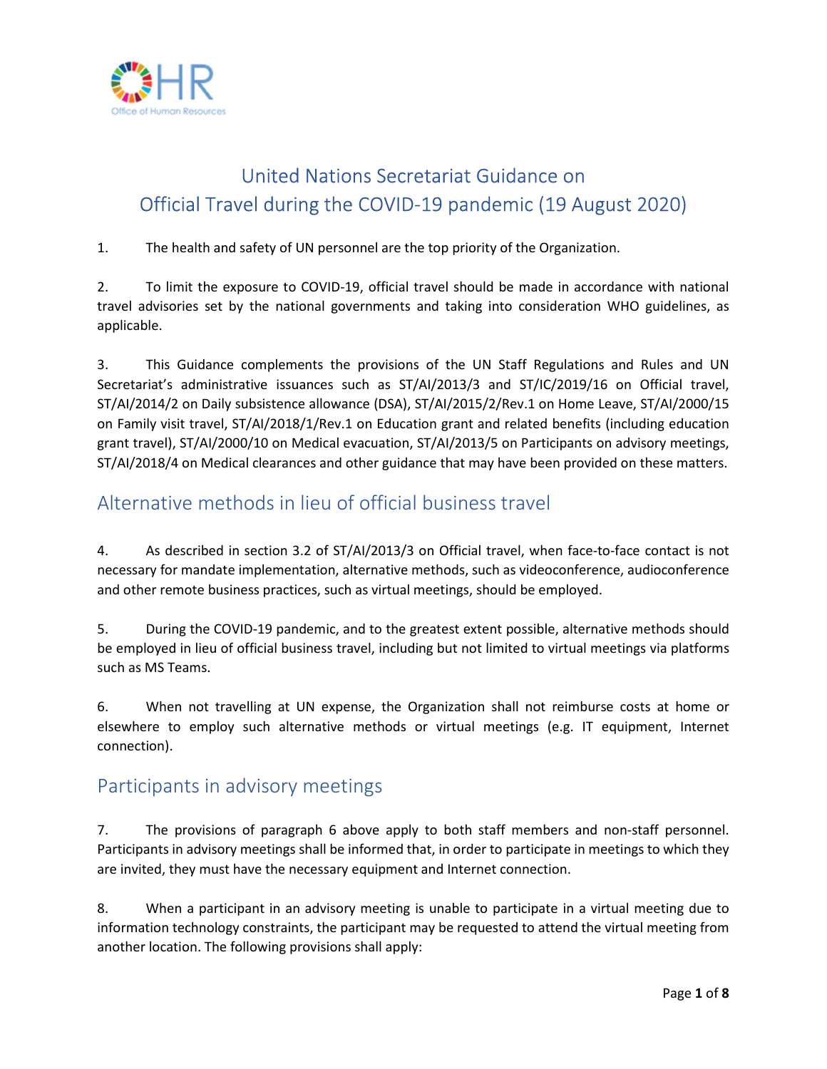# United Nations Secretariat Guidance on Official Travel during the COVID-19 pandemic (19 August 2020)

1. The health and safety of UN personnel are the top priority of the Organization.

2. To limit the exposure to COVID-19, official travel should be made in accordance with national travel advisories set by the national governments and taking into consideration WHO guidelines, as applicable.

3. This Guidance complements the provisions of the UN Staff Regulations and Rules and UN Secretariat's administrative issuances such as ST/AI/2013/3 and ST/IC/2019/16 on Official travel, ST/AI/2014/2 on Daily subsistence allowance (DSA), ST/AI/2015/2/Rev.1 on Home Leave, ST/AI/2000/15 on Family visit travel, ST/AI/2018/1/Rev.1 on Education grant and related benefits (including education grant travel), ST/AI/2000/10 on Medical evacuation, ST/AI/2013/5 on Participants on advisory meetings, ST/AI/2018/4 on Medical clearances and other guidance that may have been provided on these matters.

## Alternative methods in lieu of official business travel

4. As described in section 3.2 of ST/AI/2013/3 on Official travel, when face-to-face contact is not necessary for mandate implementation, alternative methods, such as videoconference, audioconference and other remote business practices, such as virtual meetings, should be employed.

5. During the COVID-19 pandemic, and to the greatest extent possible, alternative methods should be employed in lieu of official business travel, including but not limited to virtual meetings via platforms such as MS Teams.

6. When not travelling at UN expense, the Organization shall not reimburse costs at home or elsewhere to employ such alternative methods or virtual meetings (e.g. IT equipment, Internet connection).

## Participants in advisory meetings

7. The provisions of paragraph 6 above apply to both staff members and non-staff personnel. Participants in advisory meetings shall be informed that, in order to participate in meetings to which they are invited, they must have the necessary equipment and Internet connection.

8. When a participant in an advisory meeting is unable to participate in a virtual meeting due to information technology constraints, the participant may be requested to attend the virtual meeting from another location. The following provisions shall apply: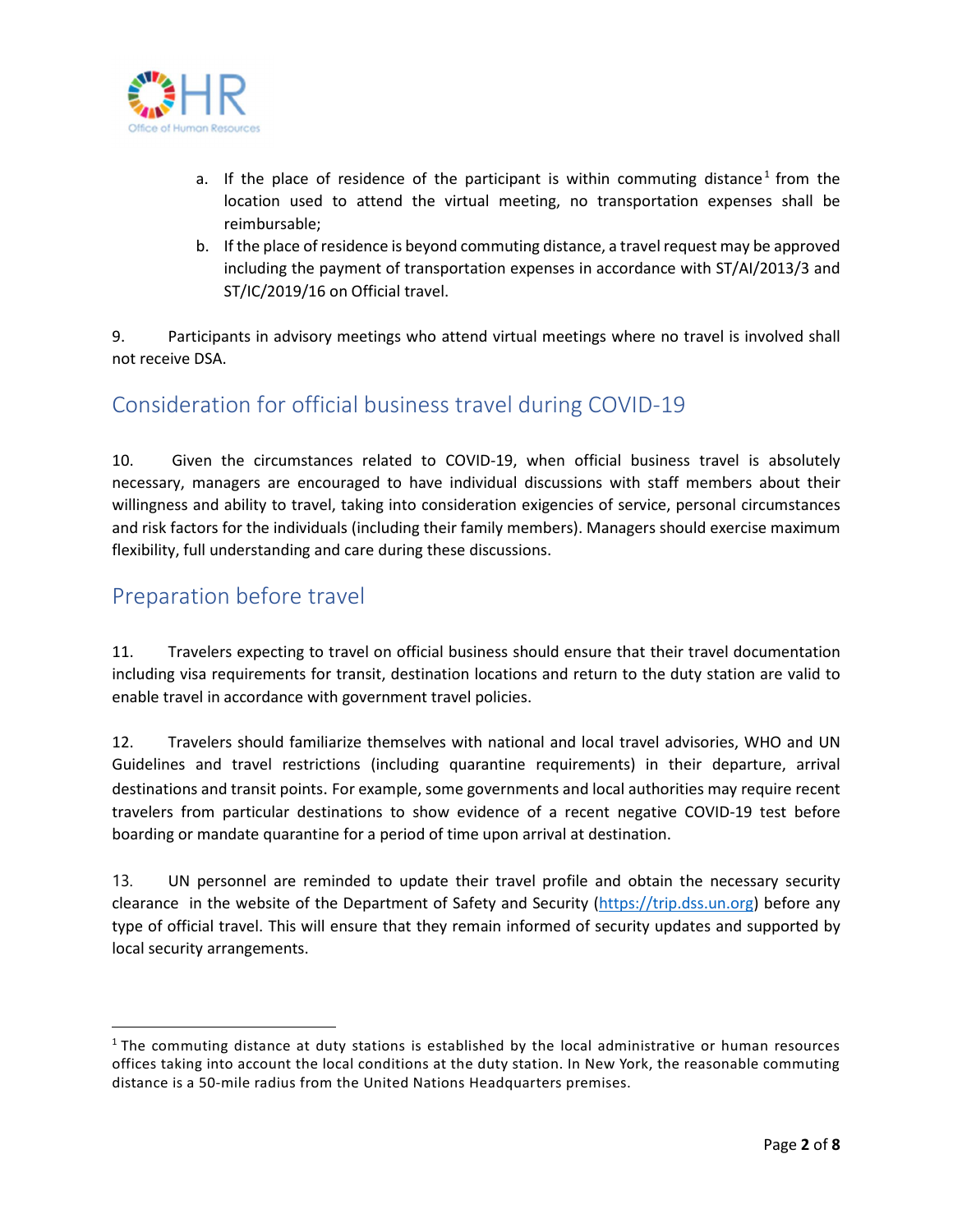a. If the place of residence of the participant is within commuting distance[1] from the location used to attend the virtual meeting, no transportation expenses shall be reimbursable;
b. If the place of residence is beyond commuting distance, a travel request may be approved including the payment of transportation expenses in accordance with ST/AI/2013/3 and ST/IC/2019/16 on Official travel.

9. Participants in advisory meetings who attend virtual meetings where no travel is involved shall not receive DSA.

## Consideration for official business travel during COVID-19

10. Given the circumstances related to COVID-19, when official business travel is absolutely necessary, managers are encouraged to have individual discussions with staff members about their willingness and ability to travel, taking into consideration exigencies of service, personal circumstances and risk factors for the individuals (including their family members). Managers should exercise maximum flexibility, full understanding and care during these discussions.

## Preparation before travel

11. Travelers expecting to travel on official business should ensure that their travel documentation including visa requirements for transit, destination locations and return to the duty station are valid to enable travel in accordance with government travel policies.

12. Travelers should familiarize themselves with national and local travel advisories, WHO and UN Guidelines and travel restrictions (including quarantine requirements) in their departure, arrival destinations and transit points. For example, some governments and local authorities may require recent travelers from particular destinations to show evidence of a recent negative COVID-19 test before boarding or mandate quarantine for a period of time upon arrival at destination.

13. UN personnel are reminded to update their travel profile and obtain the necessary security clearance in the website of the Department of Safety and Security (https://trip.dss.un.org) before any type of official travel. This will ensure that they remain informed of security updates and supported by local security arrangements.

---

[1] The commuting distance at duty stations is established by the local administrative or human resources offices taking into account the local conditions at the duty station. In New York, the reasonable commuting distance is a 50-mile radius from the United Nations Headquarters premises.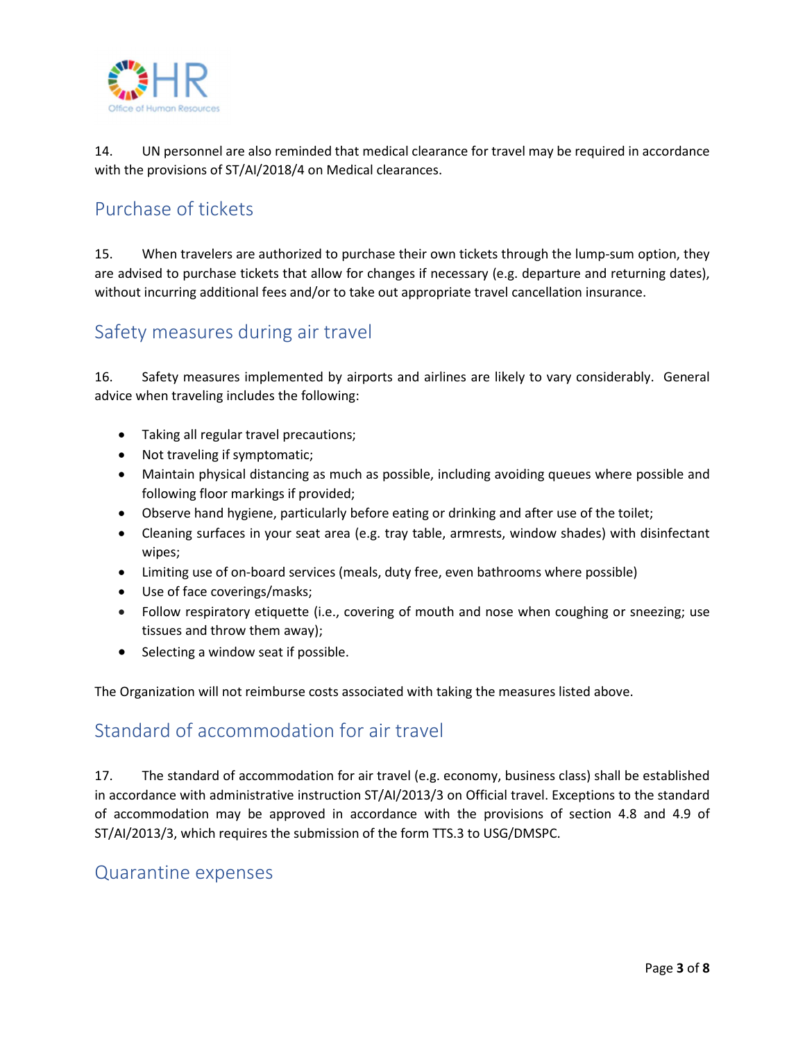14. UN personnel are also reminded that medical clearance for travel may be required in accordance with the provisions of ST/AI/2018/4 on Medical clearances.

## Purchase of tickets

15. When travelers are authorized to purchase their own tickets through the lump-sum option, they are advised to purchase tickets that allow for changes if necessary (e.g. departure and returning dates), without incurring additional fees and/or to take out appropriate travel cancellation insurance.

## Safety measures during air travel

16. Safety measures implemented by airports and airlines are likely to vary considerably. General advice when traveling includes the following:

- Taking all regular travel precautions;
- Not traveling if symptomatic;
- Maintain physical distancing as much as possible, including avoiding queues where possible and following floor markings if provided;
- Observe hand hygiene, particularly before eating or drinking and after use of the toilet;
- Cleaning surfaces in your seat area (e.g. tray table, armrests, window shades) with disinfectant wipes;
- Limiting use of on-board services (meals, duty free, even bathrooms where possible)
- Use of face coverings/masks;
- Follow respiratory etiquette (i.e., covering of mouth and nose when coughing or sneezing; use tissues and throw them away);
- Selecting a window seat if possible.

The Organization will not reimburse costs associated with taking the measures listed above.

## Standard of accommodation for air travel

17. The standard of accommodation for air travel (e.g. economy, business class) shall be established in accordance with administrative instruction ST/AI/2013/3 on Official travel. Exceptions to the standard of accommodation may be approved in accordance with the provisions of section 4.8 and 4.9 of ST/AI/2013/3, which requires the submission of the form TTS.3 to USG/DMSPC.

## Quarantine expenses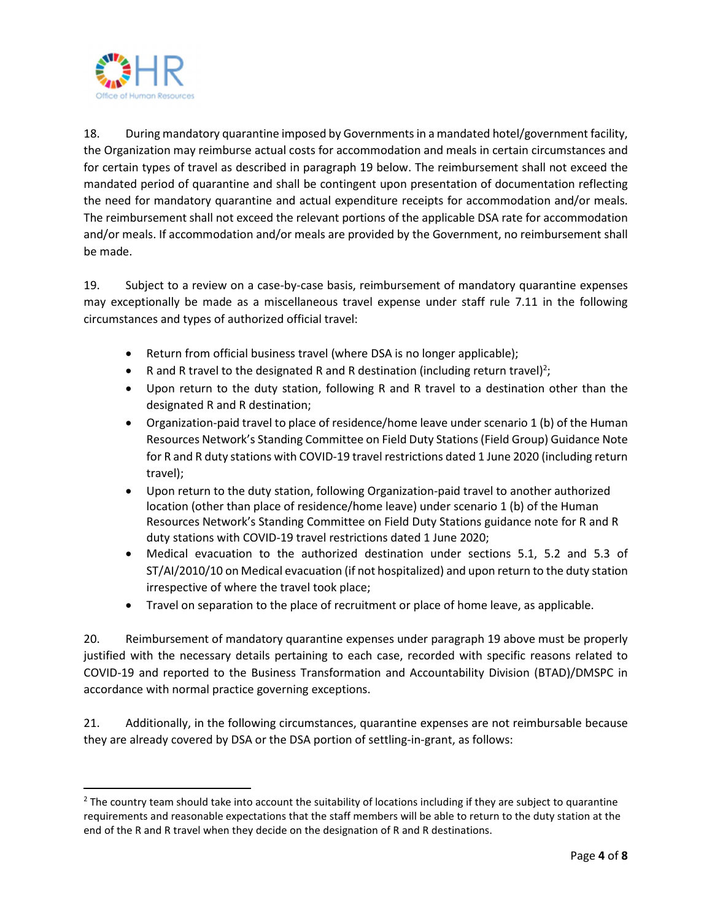18. During mandatory quarantine imposed by Governments in a mandated hotel/government facility, the Organization may reimburse actual costs for accommodation and meals in certain circumstances and for certain types of travel as described in paragraph 19 below. The reimbursement shall not exceed the mandated period of quarantine and shall be contingent upon presentation of documentation reflecting the need for mandatory quarantine and actual expenditure receipts for accommodation and/or meals. The reimbursement shall not exceed the relevant portions of the applicable DSA rate for accommodation and/or meals. If accommodation and/or meals are provided by the Government, no reimbursement shall be made.

19. Subject to a review on a case-by-case basis, reimbursement of mandatory quarantine expenses may exceptionally be made as a miscellaneous travel expense under staff rule 7.11 in the following circumstances and types of authorized official travel:

- Return from official business travel (where DSA is no longer applicable);
- R and R travel to the designated R and R destination (including return travel)[2];
- Upon return to the duty station, following R and R travel to a destination other than the designated R and R destination;
- Organization-paid travel to place of residence/home leave under scenario 1 (b) of the Human Resources Network's Standing Committee on Field Duty Stations (Field Group) Guidance Note for R and R duty stations with COVID-19 travel restrictions dated 1 June 2020 (including return travel);
- Upon return to the duty station, following Organization-paid travel to another authorized location (other than place of residence/home leave) under scenario 1 (b) of the Human Resources Network's Standing Committee on Field Duty Stations guidance note for R and R duty stations with COVID-19 travel restrictions dated 1 June 2020;
- Medical evacuation to the authorized destination under sections 5.1, 5.2 and 5.3 of ST/AI/2010/10 on Medical evacuation (if not hospitalized) and upon return to the duty station irrespective of where the travel took place;
- Travel on separation to the place of recruitment or place of home leave, as applicable.

20. Reimbursement of mandatory quarantine expenses under paragraph 19 above must be properly justified with the necessary details pertaining to each case, recorded with specific reasons related to COVID-19 and reported to the Business Transformation and Accountability Division (BTAD)/DMSPC in accordance with normal practice governing exceptions.

21. Additionally, in the following circumstances, quarantine expenses are not reimbursable because they are already covered by DSA or the DSA portion of settling-in-grant, as follows:

---

[2] The country team should take into account the suitability of locations including if they are subject to quarantine requirements and reasonable expectations that the staff members will be able to return to the duty station at the end of the R and R travel when they decide on the designation of R and R destinations.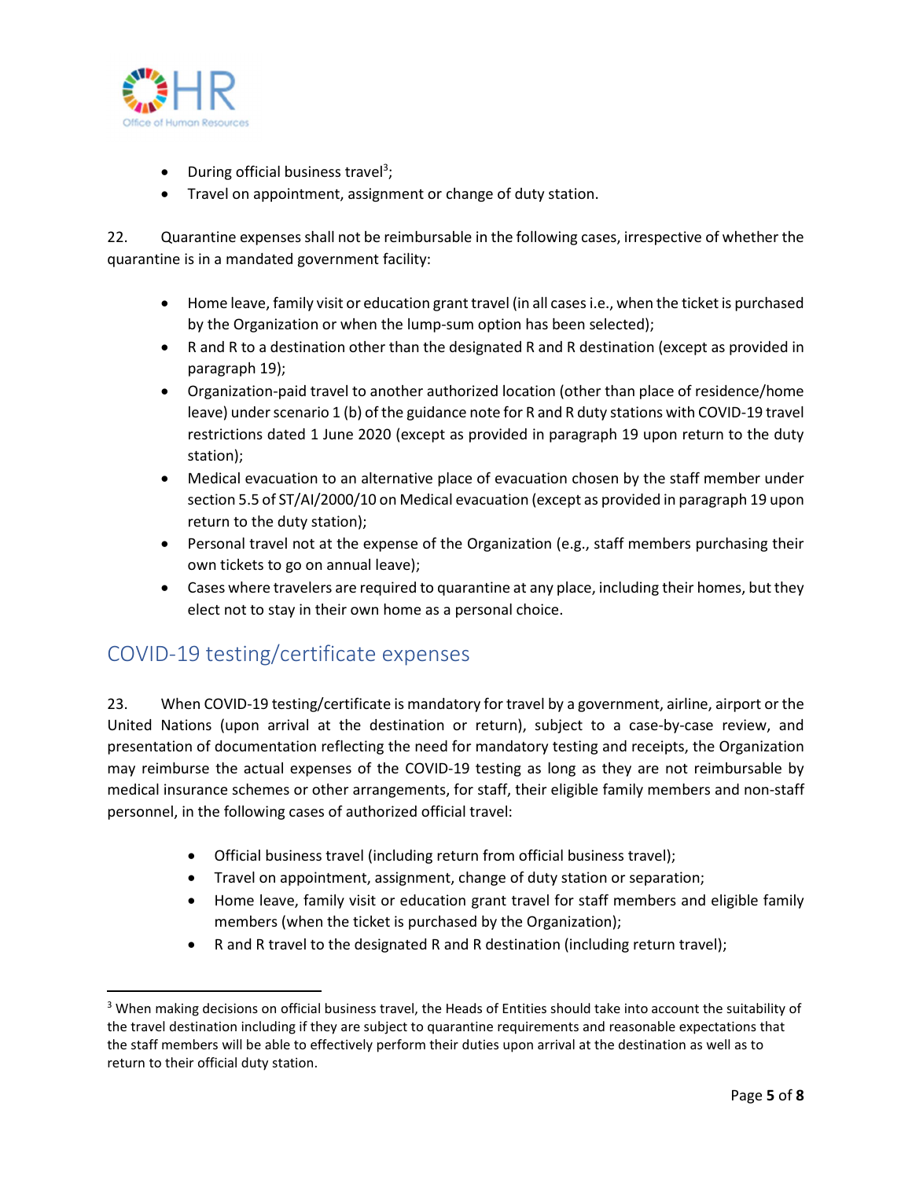- During official business travel[3];
- Travel on appointment, assignment or change of duty station.

22. Quarantine expenses shall not be reimbursable in the following cases, irrespective of whether the quarantine is in a mandated government facility:

- Home leave, family visit or education grant travel (in all cases i.e., when the ticket is purchased by the Organization or when the lump-sum option has been selected);
- R and R to a destination other than the designated R and R destination (except as provided in paragraph 19);
- Organization-paid travel to another authorized location (other than place of residence/home leave) under scenario 1 (b) of the guidance note for R and R duty stations with COVID-19 travel restrictions dated 1 June 2020 (except as provided in paragraph 19 upon return to the duty station);
- Medical evacuation to an alternative place of evacuation chosen by the staff member under section 5.5 of ST/AI/2000/10 on Medical evacuation (except as provided in paragraph 19 upon return to the duty station);
- Personal travel not at the expense of the Organization (e.g., staff members purchasing their own tickets to go on annual leave);
- Cases where travelers are required to quarantine at any place, including their homes, but they elect not to stay in their own home as a personal choice.

## COVID-19 testing/certificate expenses

23. When COVID-19 testing/certificate is mandatory for travel by a government, airline, airport or the United Nations (upon arrival at the destination or return), subject to a case-by-case review, and presentation of documentation reflecting the need for mandatory testing and receipts, the Organization may reimburse the actual expenses of the COVID-19 testing as long as they are not reimbursable by medical insurance schemes or other arrangements, for staff, their eligible family members and non-staff personnel, in the following cases of authorized official travel:

- Official business travel (including return from official business travel);
- Travel on appointment, assignment, change of duty station or separation;
- Home leave, family visit or education grant travel for staff members and eligible family members (when the ticket is purchased by the Organization);
- R and R travel to the designated R and R destination (including return travel);

[3] When making decisions on official business travel, the Heads of Entities should take into account the suitability of the travel destination including if they are subject to quarantine requirements and reasonable expectations that the staff members will be able to effectively perform their duties upon arrival at the destination as well as to return to their official duty station.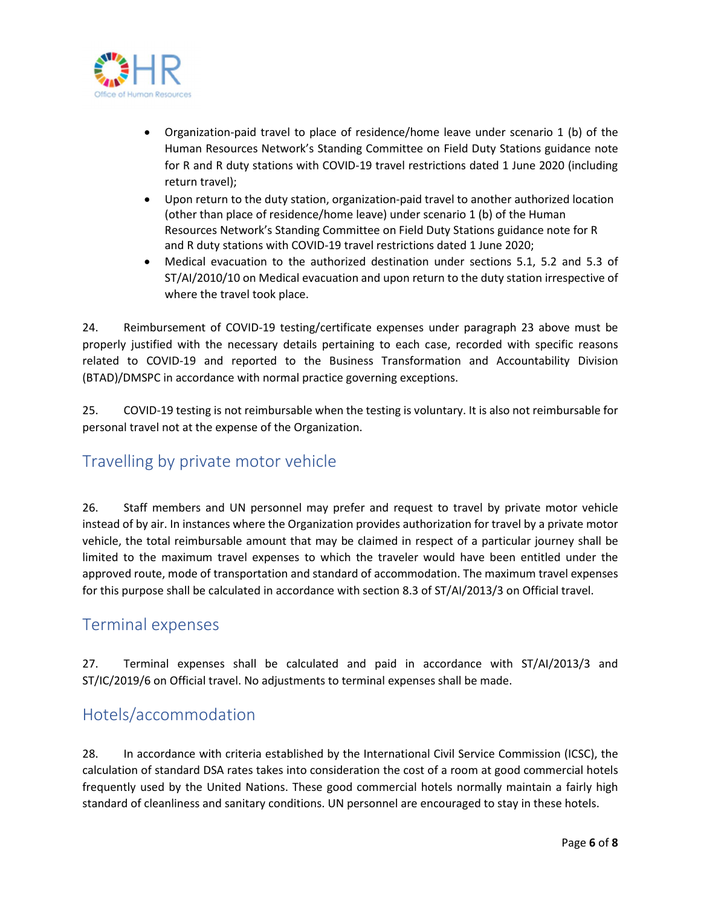- Organization-paid travel to place of residence/home leave under scenario 1 (b) of the Human Resources Network's Standing Committee on Field Duty Stations guidance note for R and R duty stations with COVID-19 travel restrictions dated 1 June 2020 (including return travel);
- Upon return to the duty station, organization-paid travel to another authorized location (other than place of residence/home leave) under scenario 1 (b) of the Human Resources Network's Standing Committee on Field Duty Stations guidance note for R and R duty stations with COVID-19 travel restrictions dated 1 June 2020;
- Medical evacuation to the authorized destination under sections 5.1, 5.2 and 5.3 of ST/AI/2010/10 on Medical evacuation and upon return to the duty station irrespective of where the travel took place.

24. Reimbursement of COVID-19 testing/certificate expenses under paragraph 23 above must be properly justified with the necessary details pertaining to each case, recorded with specific reasons related to COVID-19 and reported to the Business Transformation and Accountability Division (BTAD)/DMSPC in accordance with normal practice governing exceptions.

25. COVID-19 testing is not reimbursable when the testing is voluntary. It is also not reimbursable for personal travel not at the expense of the Organization.

## Travelling by private motor vehicle

26. Staff members and UN personnel may prefer and request to travel by private motor vehicle instead of by air. In instances where the Organization provides authorization for travel by a private motor vehicle, the total reimbursable amount that may be claimed in respect of a particular journey shall be limited to the maximum travel expenses to which the traveler would have been entitled under the approved route, mode of transportation and standard of accommodation. The maximum travel expenses for this purpose shall be calculated in accordance with section 8.3 of ST/AI/2013/3 on Official travel.

## Terminal expenses

27. Terminal expenses shall be calculated and paid in accordance with ST/AI/2013/3 and ST/IC/2019/6 on Official travel. No adjustments to terminal expenses shall be made.

## Hotels/accommodation

28. In accordance with criteria established by the International Civil Service Commission (ICSC), the calculation of standard DSA rates takes into consideration the cost of a room at good commercial hotels frequently used by the United Nations. These good commercial hotels normally maintain a fairly high standard of cleanliness and sanitary conditions. UN personnel are encouraged to stay in these hotels.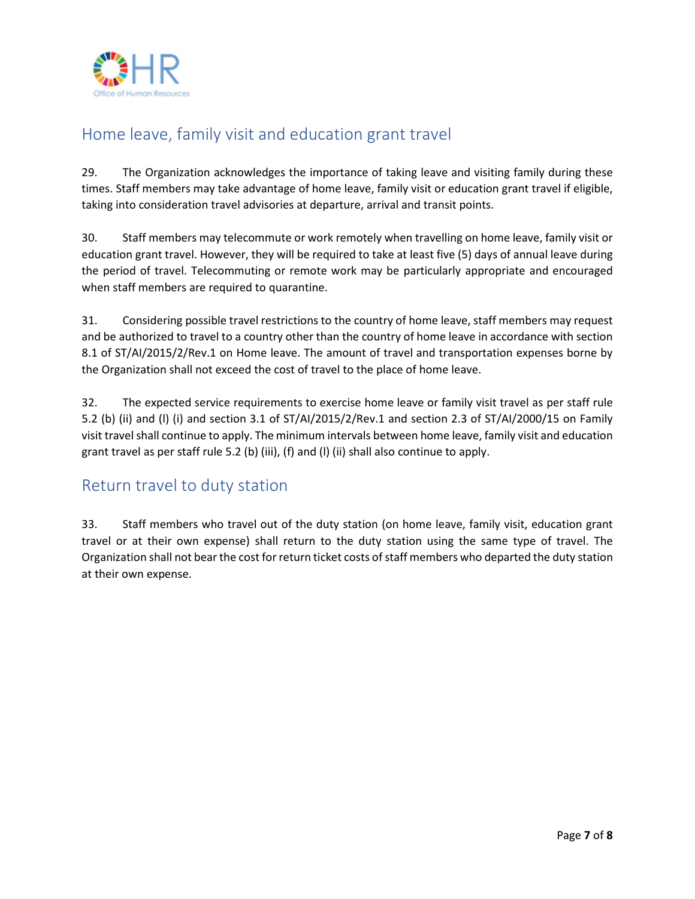## Home leave, family visit and education grant travel

29. The Organization acknowledges the importance of taking leave and visiting family during these times. Staff members may take advantage of home leave, family visit or education grant travel if eligible, taking into consideration travel advisories at departure, arrival and transit points.

30. Staff members may telecommute or work remotely when travelling on home leave, family visit or education grant travel. However, they will be required to take at least five (5) days of annual leave during the period of travel. Telecommuting or remote work may be particularly appropriate and encouraged when staff members are required to quarantine.

31. Considering possible travel restrictions to the country of home leave, staff members may request and be authorized to travel to a country other than the country of home leave in accordance with section 8.1 of ST/AI/2015/2/Rev.1 on Home leave. The amount of travel and transportation expenses borne by the Organization shall not exceed the cost of travel to the place of home leave.

32. The expected service requirements to exercise home leave or family visit travel as per staff rule 5.2 (b) (ii) and (l) (i) and section 3.1 of ST/AI/2015/2/Rev.1 and section 2.3 of ST/AI/2000/15 on Family visit travel shall continue to apply. The minimum intervals between home leave, family visit and education grant travel as per staff rule 5.2 (b) (iii), (f) and (l) (ii) shall also continue to apply.

## Return travel to duty station

33. Staff members who travel out of the duty station (on home leave, family visit, education grant travel or at their own expense) shall return to the duty station using the same type of travel. The Organization shall not bear the cost for return ticket costs of staff members who departed the duty station at their own expense.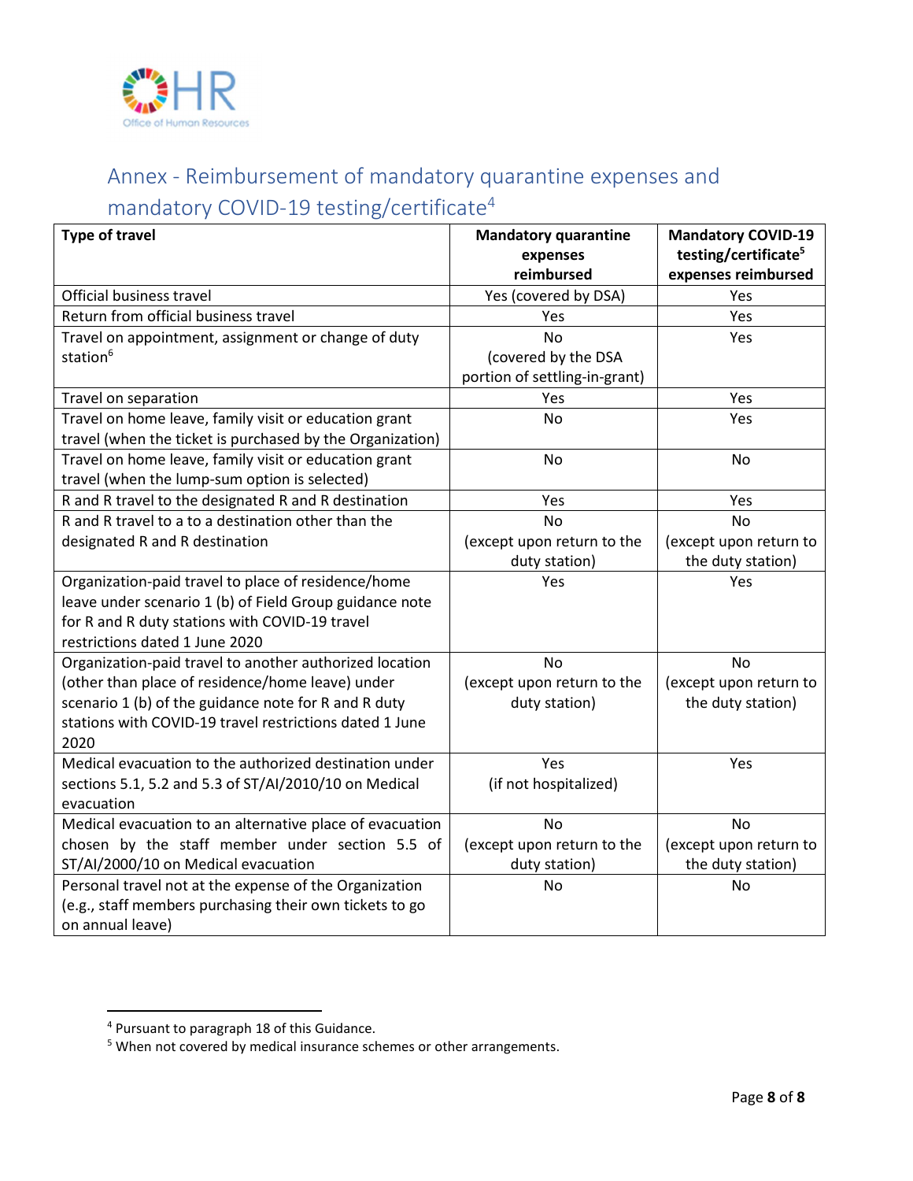## Annex - Reimbursement of mandatory quarantine expenses and mandatory COVID-19 testing/certificate[4]

| Type of travel | Mandatory quarantine expenses reimbursed | Mandatory COVID-19 testing/certificate[5] expenses reimbursed |
|---|---|---|
| Official business travel | Yes (covered by DSA) | Yes |
| Return from official business travel | Yes | Yes |
| Travel on appointment, assignment or change of duty station[6] | No (covered by the DSA portion of settling-in-grant) | Yes |
| Travel on separation | Yes | Yes |
| Travel on home leave, family visit or education grant travel (when the ticket is purchased by the Organization) | No | Yes |
| Travel on home leave, family visit or education grant travel (when the lump-sum option is selected) | No | No |
| R and R travel to the designated R and R destination | Yes | Yes |
| R and R travel to a to a destination other than the designated R and R destination | No (except upon return to the duty station) | No (except upon return to the duty station) |
| Organization-paid travel to place of residence/home leave under scenario 1 (b) of Field Group guidance note for R and R duty stations with COVID-19 travel restrictions dated 1 June 2020 | Yes | Yes |
| Organization-paid travel to another authorized location (other than place of residence/home leave) under scenario 1 (b) of the guidance note for R and R duty stations with COVID-19 travel restrictions dated 1 June 2020 | No (except upon return to the duty station) | No (except upon return to the duty station) |
| Medical evacuation to the authorized destination under sections 5.1, 5.2 and 5.3 of ST/AI/2010/10 on Medical evacuation | Yes (if not hospitalized) | Yes |
| Medical evacuation to an alternative place of evacuation chosen by the staff member under section 5.5 of ST/AI/2000/10 on Medical evacuation | No (except upon return to the duty station) | No (except upon return to the duty station) |
| Personal travel not at the expense of the Organization (e.g., staff members purchasing their own tickets to go on annual leave) | No | No |

[4] Pursuant to paragraph 18 of this Guidance.

[5] When not covered by medical insurance schemes or other arrangements.